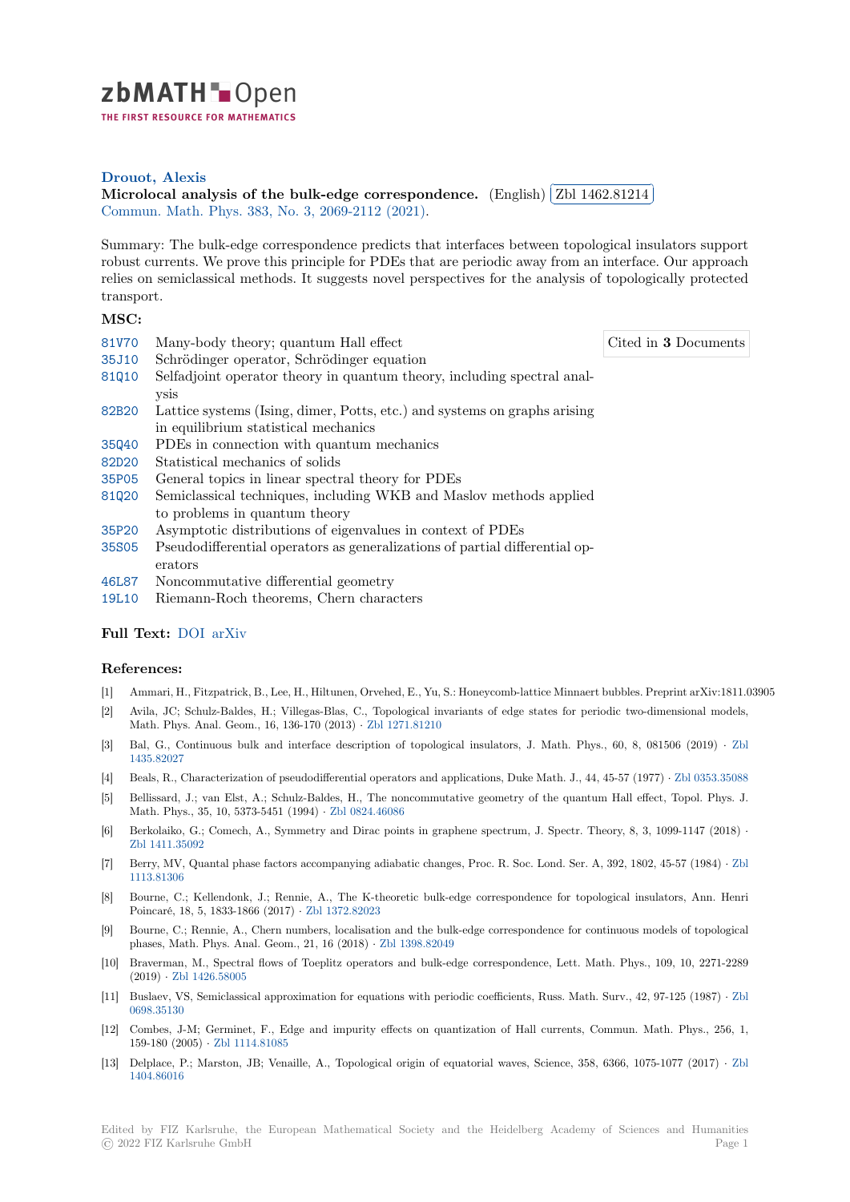zbMATH Open

THE FIRST RESOURCE FOR MATHEMATICS

**Drouot, Alexis**

**Microlocal analysis of the bulk-edge correspondence.** (English) Zbl 1462.81214

Commun. Math. Phys. 383, No. 3, 2069-2112 (2021).

Summary: The bulk-edge correspondence predicts that interfaces between topological insulators support robust currents. We prove this principle for PDEs that are periodic away from an interface. Our approach relies on semiclassical methods. It suggests novel perspectives for the analysis of topologically protected transport.

**MSC:**

- 81V70 Many-body theory; quantum Hall effect
- 35J10 Schrödinger operator, Schrödinger equation
- 81Q10 Selfadjoint operator theory in quantum theory, including spectral analysis
- 82B20 Lattice systems (Ising, dimer, Potts, etc.) and systems on graphs arising in equilibrium statistical mechanics
- 35Q40 PDEs in connection with quantum mechanics
- 82D20 Statistical mechanics of solids
- 35P05 General topics in linear spectral theory for PDEs
- 81Q20 Semiclassical techniques, including WKB and Maslov methods applied to problems in quantum theory
- 35P20 Asymptotic distributions of eigenvalues in context of PDEs
- 35S05 Pseudodifferential operators as generalizations of partial differential operators
- 46L87 Noncommutative differential geometry
- 19L10 Riemann-Roch theorems, Chern characters

Cited in **3** Documents

**Full Text:** DOI arXiv

**References:**

[1] Ammari, H., Fitzpatrick, B., Lee, H., Hiltunen, Orvehed, E., Yu, S.: Honeycomb-lattice Minnaert bubbles. Preprint arXiv:1811.03905

[2] Avila, JC; Schulz-Baldes, H.; Villegas-Blas, C., Topological invariants of edge states for periodic two-dimensional models, Math. Phys. Anal. Geom., 16, 136-170 (2013) · Zbl 1271.81210

[3] Bal, G., Continuous bulk and interface description of topological insulators, J. Math. Phys., 60, 8, 081506 (2019) · Zbl 1435.82027

[4] Beals, R., Characterization of pseudodifferential operators and applications, Duke Math. J., 44, 45-57 (1977) · Zbl 0353.35088

[5] Bellissard, J.; van Elst, A.; Schulz-Baldes, H., The noncommutative geometry of the quantum Hall effect, Topol. Phys. J. Math. Phys., 35, 10, 5373-5451 (1994) · Zbl 0824.46086

[6] Berkolaiko, G.; Comech, A., Symmetry and Dirac points in graphene spectrum, J. Spectr. Theory, 8, 3, 1099-1147 (2018) · Zbl 1411.35092

[7] Berry, MV, Quantal phase factors accompanying adiabatic changes, Proc. R. Soc. Lond. Ser. A, 392, 1802, 45-57 (1984) · Zbl 1113.81306

[8] Bourne, C.; Kellendonk, J.; Rennie, A., The K-theoretic bulk-edge correspondence for topological insulators, Ann. Henri Poincaré, 18, 5, 1833-1866 (2017) · Zbl 1372.82023

[9] Bourne, C.; Rennie, A., Chern numbers, localisation and the bulk-edge correspondence for continuous models of topological phases, Math. Phys. Anal. Geom., 21, 16 (2018) · Zbl 1398.82049

[10] Braverman, M., Spectral flows of Toeplitz operators and bulk-edge correspondence, Lett. Math. Phys., 109, 10, 2271-2289 (2019) · Zbl 1426.58005

[11] Buslaev, VS, Semiclassical approximation for equations with periodic coefficients, Russ. Math. Surv., 42, 97-125 (1987) · Zbl 0698.35130

[12] Combes, J-M; Germinet, F., Edge and impurity effects on quantization of Hall currents, Commun. Math. Phys., 256, 1, 159-180 (2005) · Zbl 1114.81085

[13] Delplace, P.; Marston, JB; Venaille, A., Topological origin of equatorial waves, Science, 358, 6366, 1075-1077 (2017) · Zbl 1404.86016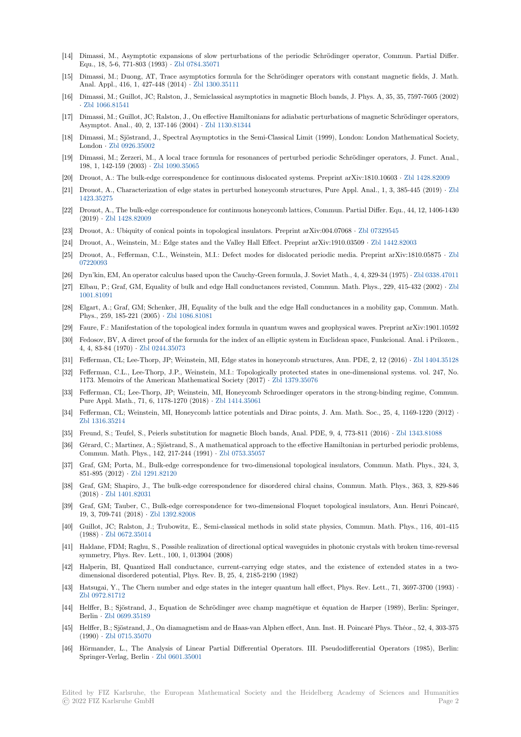[14] Dimassi, M., Asymptotic expansions of slow perturbations of the periodic Schrödinger operator, Commun. Partial Differ. Equ., 18, 5-6, 771-803 (1993) · Zbl 0784.35071

[15] Dimassi, M.; Duong, AT, Trace asymptotics formula for the Schrödinger operators with constant magnetic fields, J. Math. Anal. Appl., 416, 1, 427-448 (2014) · Zbl 1300.35111

[16] Dimassi, M.; Guillot, JC; Ralston, J., Semiclassical asymptotics in magnetic Bloch bands, J. Phys. A, 35, 35, 7597-7605 (2002) · Zbl 1066.81541

[17] Dimassi, M.; Guillot, JC; Ralston, J., On effective Hamiltonians for adiabatic perturbations of magnetic Schrödinger operators, Asymptot. Anal., 40, 2, 137-146 (2004) · Zbl 1130.81344

[18] Dimassi, M.; Sjöstrand, J., Spectral Asymptotics in the Semi-Classical Limit (1999), London: London Mathematical Society, London · Zbl 0926.35002

[19] Dimassi, M.; Zerzeri, M., A local trace formula for resonances of perturbed periodic Schrödinger operators, J. Funct. Anal., 198, 1, 142-159 (2003) · Zbl 1090.35065

[20] Drouot, A.: The bulk-edge correspondence for continuous dislocated systems. Preprint arXiv:1810.10603 · Zbl 1428.82009

[21] Drouot, A., Characterization of edge states in perturbed honeycomb structures, Pure Appl. Anal., 1, 3, 385-445 (2019) · Zbl 1423.35275

[22] Drouot, A., The bulk-edge correspondence for continuous honeycomb lattices, Commun. Partial Differ. Equ., 44, 12, 1406-1430 (2019) · Zbl 1428.82009

[23] Drouot, A.: Ubiquity of conical points in topological insulators. Preprint arXiv:004.07068 · Zbl 07329545

[24] Drouot, A., Weinstein, M.: Edge states and the Valley Hall Effect. Preprint arXiv:1910.03509 · Zbl 1442.82003

[25] Drouot, A., Fefferman, C.L., Weinstein, M.I.: Defect modes for dislocated periodic media. Preprint arXiv:1810.05875 · Zbl 07220093

[26] Dyn'kin, EM, An operator calculus based upon the Cauchy-Green formula, J. Soviet Math., 4, 4, 329-34 (1975) · Zbl 0338.47011

[27] Elbau, P.; Graf, GM, Equality of bulk and edge Hall conductances revisted, Commun. Math. Phys., 229, 415-432 (2002) · Zbl 1001.81091

[28] Elgart, A.; Graf, GM; Schenker, JH, Equality of the bulk and the edge Hall conductances in a mobility gap, Commun. Math. Phys., 259, 185-221 (2005) · Zbl 1086.81081

[29] Faure, F.: Manifestation of the topological index formula in quantum waves and geophysical waves. Preprint arXiv:1901.10592

[30] Fedosov, BV, A direct proof of the formula for the index of an elliptic system in Euclidean space, Funkcional. Anal. i Prilozen., 4, 4, 83-84 (1970) · Zbl 0244.35073

[31] Fefferman, CL; Lee-Thorp, JP; Weinstein, MI, Edge states in honeycomb structures, Ann. PDE, 2, 12 (2016) · Zbl 1404.35128

[32] Fefferman, C.L., Lee-Thorp, J.P., Weinstein, M.I.: Topologically protected states in one-dimensional systems. vol. 247, No. 1173. Memoirs of the American Mathematical Society (2017) · Zbl 1379.35076

[33] Fefferman, CL; Lee-Thorp, JP; Weinstein, MI, Honeycomb Schroedinger operators in the strong-binding regime, Commun. Pure Appl. Math., 71, 6, 1178-1270 (2018) · Zbl 1414.35061

[34] Fefferman, CL; Weinstein, MI, Honeycomb lattice potentials and Dirac points, J. Am. Math. Soc., 25, 4, 1169-1220 (2012) · Zbl 1316.35214

[35] Freund, S.; Teufel, S., Peierls substitution for magnetic Bloch bands, Anal. PDE, 9, 4, 773-811 (2016) · Zbl 1343.81088

[36] Gérard, C.; Martinez, A.; Sjöstrand, S., A mathematical approach to the effective Hamiltonian in perturbed periodic problems, Commun. Math. Phys., 142, 217-244 (1991) · Zbl 0753.35057

[37] Graf, GM; Porta, M., Bulk-edge correspondence for two-dimensional topological insulators, Commun. Math. Phys., 324, 3, 851-895 (2012) · Zbl 1291.82120

[38] Graf, GM; Shapiro, J., The bulk-edge correspondence for disordered chiral chains, Commun. Math. Phys., 363, 3, 829-846 (2018) · Zbl 1401.82031

[39] Graf, GM; Tauber, C., Bulk-edge correspondence for two-dimensional Floquet topological insulators, Ann. Henri Poincaré, 19, 3, 709-741 (2018) · Zbl 1392.82008

[40] Guillot, JC; Ralston, J.; Trubowitz, E., Semi-classical methods in solid state physics, Commun. Math. Phys., 116, 401-415 (1988) · Zbl 0672.35014

[41] Haldane, FDM; Raghu, S., Possible realization of directional optical waveguides in photonic crystals with broken time-reversal symmetry, Phys. Rev. Lett., 100, 1, 013904 (2008)

[42] Halperin, BI, Quantized Hall conductance, current-carrying edge states, and the existence of extended states in a two-dimensional disordered potential, Phys. Rev. B, 25, 4, 2185-2190 (1982)

[43] Hatsugai, Y., The Chern number and edge states in the integer quantum hall effect, Phys. Rev. Lett., 71, 3697-3700 (1993) · Zbl 0972.81712

[44] Helffer, B.; Sjöstrand, J., Equation de Schrödinger avec champ magnétique et équation de Harper (1989), Berlin: Springer, Berlin · Zbl 0699.35189

[45] Helffer, B.; Sjöstrand, J., On diamagnetism and de Haas-van Alphen effect, Ann. Inst. H. Poincaré Phys. Théor., 52, 4, 303-375 (1990) · Zbl 0715.35070

[46] Hörmander, L., The Analysis of Linear Partial Differential Operators. III. Pseudodifferential Operators (1985), Berlin: Springer-Verlag, Berlin · Zbl 0601.35001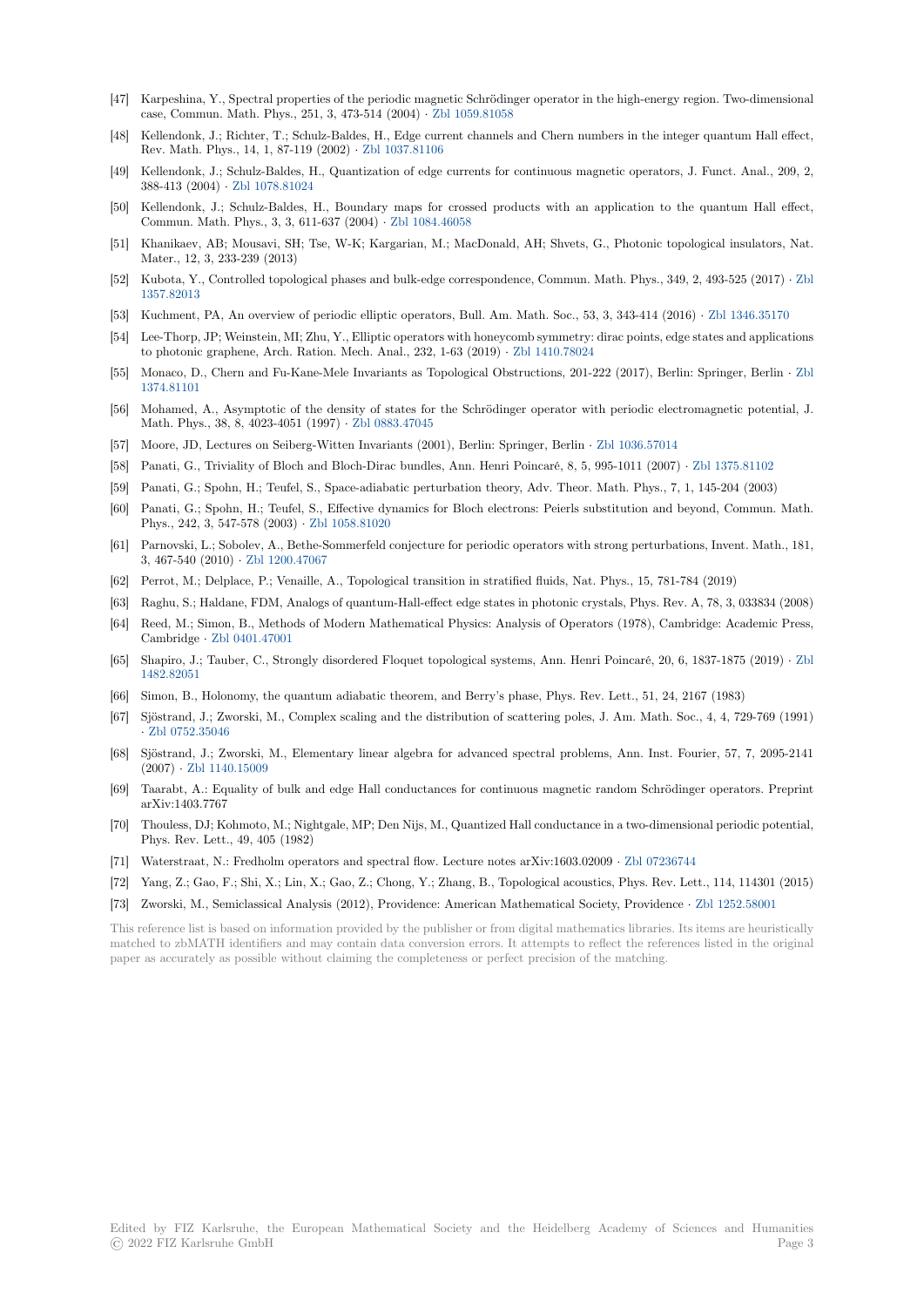[47] Karpeshina, Y., Spectral properties of the periodic magnetic Schrödinger operator in the high-energy region. Two-dimensional case, Commun. Math. Phys., 251, 3, 473-514 (2004) · Zbl 1059.81058

[48] Kellendonk, J.; Richter, T.; Schulz-Baldes, H., Edge current channels and Chern numbers in the integer quantum Hall effect, Rev. Math. Phys., 14, 1, 87-119 (2002) · Zbl 1037.81106

[49] Kellendonk, J.; Schulz-Baldes, H., Quantization of edge currents for continuous magnetic operators, J. Funct. Anal., 209, 2, 388-413 (2004) · Zbl 1078.81024

[50] Kellendonk, J.; Schulz-Baldes, H., Boundary maps for crossed products with an application to the quantum Hall effect, Commun. Math. Phys., 3, 3, 611-637 (2004) · Zbl 1084.46058

[51] Khanikaev, AB; Mousavi, SH; Tse, W-K; Kargarian, M.; MacDonald, AH; Shvets, G., Photonic topological insulators, Nat. Mater., 12, 3, 233-239 (2013)

[52] Kubota, Y., Controlled topological phases and bulk-edge correspondence, Commun. Math. Phys., 349, 2, 493-525 (2017) · Zbl 1357.82013

[53] Kuchment, PA, An overview of periodic elliptic operators, Bull. Am. Math. Soc., 53, 3, 343-414 (2016) · Zbl 1346.35170

[54] Lee-Thorp, JP; Weinstein, MI; Zhu, Y., Elliptic operators with honeycomb symmetry: dirac points, edge states and applications to photonic graphene, Arch. Ration. Mech. Anal., 232, 1-63 (2019) · Zbl 1410.78024

[55] Monaco, D., Chern and Fu-Kane-Mele Invariants as Topological Obstructions, 201-222 (2017), Berlin: Springer, Berlin · Zbl 1374.81101

[56] Mohamed, A., Asymptotic of the density of states for the Schrödinger operator with periodic electromagnetic potential, J. Math. Phys., 38, 8, 4023-4051 (1997) · Zbl 0883.47045

[57] Moore, JD, Lectures on Seiberg-Witten Invariants (2001), Berlin: Springer, Berlin · Zbl 1036.57014

[58] Panati, G., Triviality of Bloch and Bloch-Dirac bundles, Ann. Henri Poincaré, 8, 5, 995-1011 (2007) · Zbl 1375.81102

[59] Panati, G.; Spohn, H.; Teufel, S., Space-adiabatic perturbation theory, Adv. Theor. Math. Phys., 7, 1, 145-204 (2003)

[60] Panati, G.; Spohn, H.; Teufel, S., Effective dynamics for Bloch electrons: Peierls substitution and beyond, Commun. Math. Phys., 242, 3, 547-578 (2003) · Zbl 1058.81020

[61] Parnovski, L.; Sobolev, A., Bethe-Sommerfeld conjecture for periodic operators with strong perturbations, Invent. Math., 181, 3, 467-540 (2010) · Zbl 1200.47067

[62] Perrot, M.; Delplace, P.; Venaille, A., Topological transition in stratified fluids, Nat. Phys., 15, 781-784 (2019)

[63] Raghu, S.; Haldane, FDM, Analogs of quantum-Hall-effect edge states in photonic crystals, Phys. Rev. A, 78, 3, 033834 (2008)

[64] Reed, M.; Simon, B., Methods of Modern Mathematical Physics: Analysis of Operators (1978), Cambridge: Academic Press, Cambridge · Zbl 0401.47001

[65] Shapiro, J.; Tauber, C., Strongly disordered Floquet topological systems, Ann. Henri Poincaré, 20, 6, 1837-1875 (2019) · Zbl 1482.82051

[66] Simon, B., Holonomy, the quantum adiabatic theorem, and Berry's phase, Phys. Rev. Lett., 51, 24, 2167 (1983)

[67] Sjöstrand, J.; Zworski, M., Complex scaling and the distribution of scattering poles, J. Am. Math. Soc., 4, 4, 729-769 (1991) · Zbl 0752.35046

[68] Sjöstrand, J.; Zworski, M., Elementary linear algebra for advanced spectral problems, Ann. Inst. Fourier, 57, 7, 2095-2141 (2007) · Zbl 1140.15009

[69] Taarabt, A.: Equality of bulk and edge Hall conductances for continuous magnetic random Schrödinger operators. Preprint arXiv:1403.7767

[70] Thouless, DJ; Kohmoto, M.; Nightgale, MP; Den Nijs, M., Quantized Hall conductance in a two-dimensional periodic potential, Phys. Rev. Lett., 49, 405 (1982)

[71] Waterstraat, N.: Fredholm operators and spectral flow. Lecture notes arXiv:1603.02009 · Zbl 07236744

[72] Yang, Z.; Gao, F.; Shi, X.; Lin, X.; Gao, Z.; Chong, Y.; Zhang, B., Topological acoustics, Phys. Rev. Lett., 114, 114301 (2015)

[73] Zworski, M., Semiclassical Analysis (2012), Providence: American Mathematical Society, Providence · Zbl 1252.58001

This reference list is based on information provided by the publisher or from digital mathematics libraries. Its items are heuristically matched to zbMATH identifiers and may contain data conversion errors. It attempts to reflect the references listed in the original paper as accurately as possible without claiming the completeness or perfect precision of the matching.